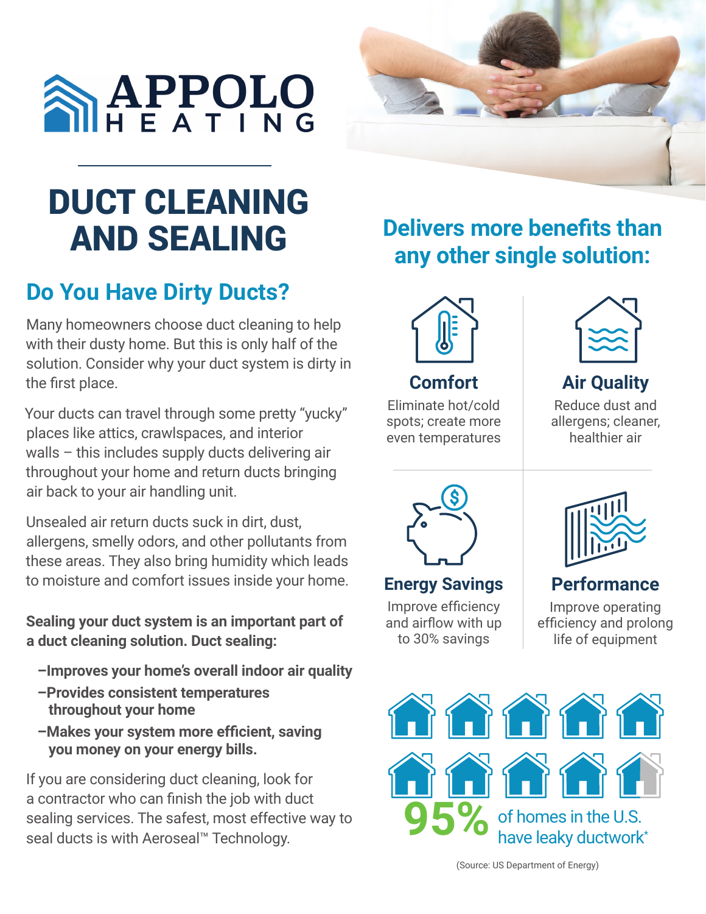# APPOLO HEATING

# DUCT CLEANING AND SEALING

## Do You Have Dirty Ducts?

Many homeowners choose duct cleaning to help with their dusty home. But this is only half of the solution. Consider why your duct system is dirty in the first place.

Your ducts can travel through some pretty "yucky" places like attics, crawlspaces, and interior walls – this includes supply ducts delivering air throughout your home and return ducts bringing air back to your air handling unit.

Unsealed air return ducts suck in dirt, dust, allergens, smelly odors, and other pollutants from these areas. They also bring humidity which leads to moisture and comfort issues inside your home.

**Sealing your duct system is an important part of a duct cleaning solution. Duct sealing:**

- **–Improves your home's overall indoor air quality**
- **–Provides consistent temperatures throughout your home**
- **–Makes your system more efficient, saving you money on your energy bills.**

If you are considering duct cleaning, look for a contractor who can finish the job with duct sealing services. The safest, most effective way to seal ducts is with Aeroseal™ Technology.

## Delivers more benefits than any other single solution:

### Comfort
Eliminate hot/cold spots; create more even temperatures

### Air Quality
Reduce dust and allergens; cleaner, healthier air

### Energy Savings
Improve efficiency and airflow with up to 30% savings

### Performance
Improve operating efficiency and prolong life of equipment

**95%** of homes in the U.S. have leaky ductwork*

(Source: US Department of Energy)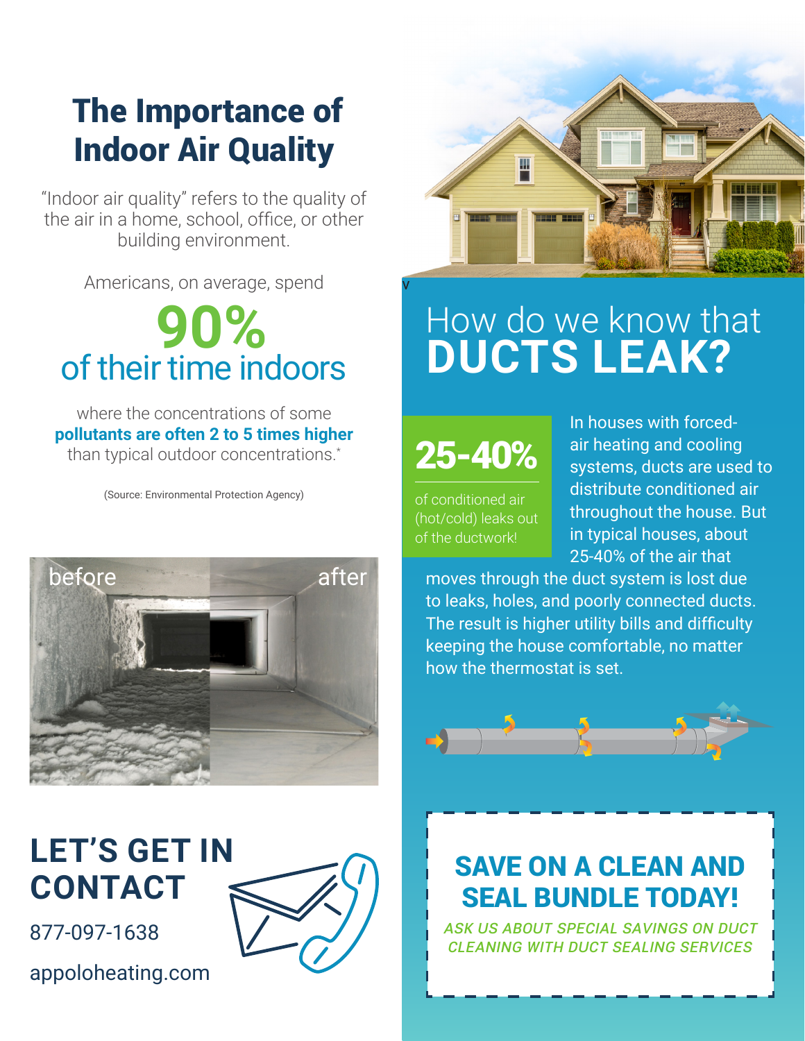# The Importance of Indoor Air Quality

"Indoor air quality" refers to the quality of the air in a home, school, office, or other building environment.

Americans, on average, spend

**90%**
**of their time indoors**

where the concentrations of some **pollutants are often 2 to 5 times higher** than typical outdoor concentrations.*

(Source: Environmental Protection Agency)

before

after

# LET'S GET IN CONTACT

877-097-1638

appoloheating.com

v

## How do we know that **DUCTS LEAK?**

**25-40%**

of conditioned air (hot/cold) leaks out of the ductwork!

In houses with forced-air heating and cooling systems, ducts are used to distribute conditioned air throughout the house. But in typical houses, about 25-40% of the air that moves through the duct system is lost due to leaks, holes, and poorly connected ducts. The result is higher utility bills and difficulty keeping the house comfortable, no matter how the thermostat is set.

## SAVE ON A CLEAN AND SEAL BUNDLE TODAY!

*ASK US ABOUT SPECIAL SAVINGS ON DUCT CLEANING WITH DUCT SEALING SERVICES*